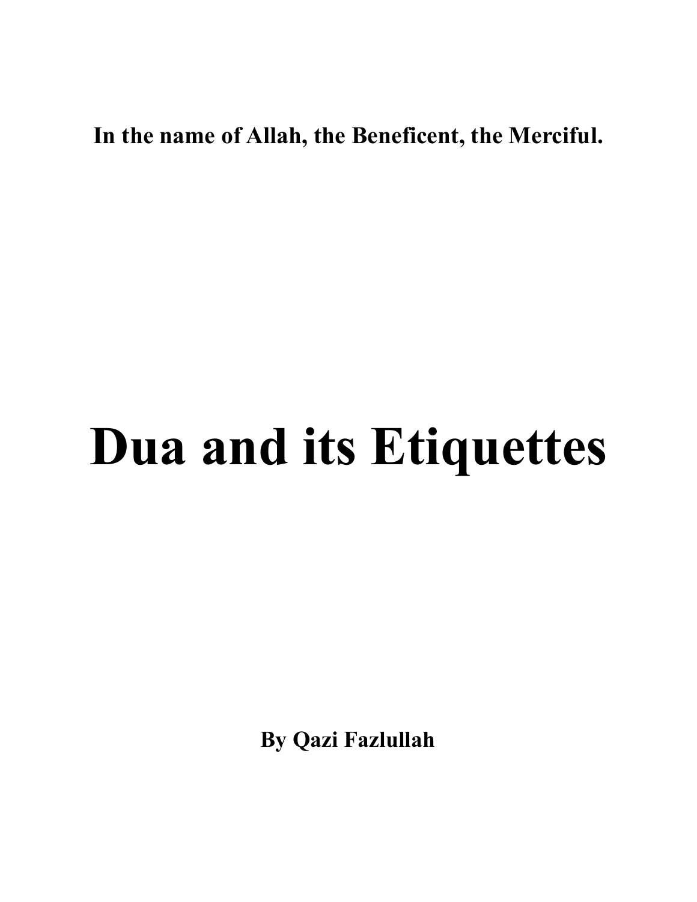**In the name of Allah, the Beneficent, the Merciful.**

# Dua and its Etiquettes

**By Qazi Fazlullah**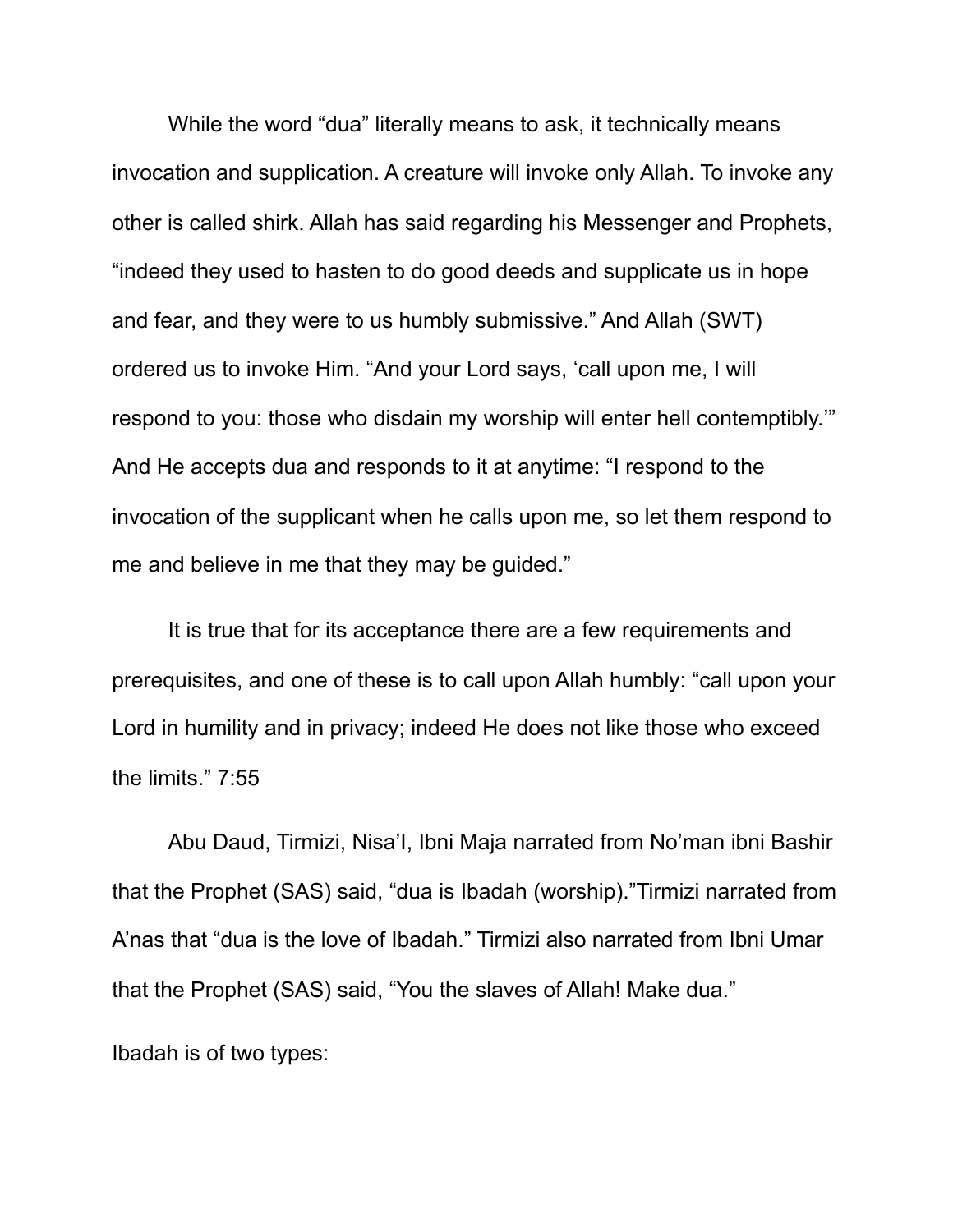While the word “dua” literally means to ask, it technically means invocation and supplication. A creature will invoke only Allah. To invoke any other is called shirk. Allah has said regarding his Messenger and Prophets, “indeed they used to hasten to do good deeds and supplicate us in hope and fear, and they were to us humbly submissive.” And Allah (SWT) ordered us to invoke Him. “And your Lord says, ‘call upon me, I will respond to you: those who disdain my worship will enter hell contemptibly.’” And He accepts dua and responds to it at anytime: “I respond to the invocation of the supplicant when he calls upon me, so let them respond to me and believe in me that they may be guided.”

It is true that for its acceptance there are a few requirements and prerequisites, and one of these is to call upon Allah humbly: “call upon your Lord in humility and in privacy; indeed He does not like those who exceed the limits.” 7:55

Abu Daud, Tirmizi, Nisa’I, Ibni Maja narrated from No’man ibni Bashir that the Prophet (SAS) said, “dua is Ibadah (worship).”Tirmizi narrated from A’nas that “dua is the love of Ibadah.” Tirmizi also narrated from Ibni Umar that the Prophet (SAS) said, “You the slaves of Allah! Make dua.”

Ibadah is of two types: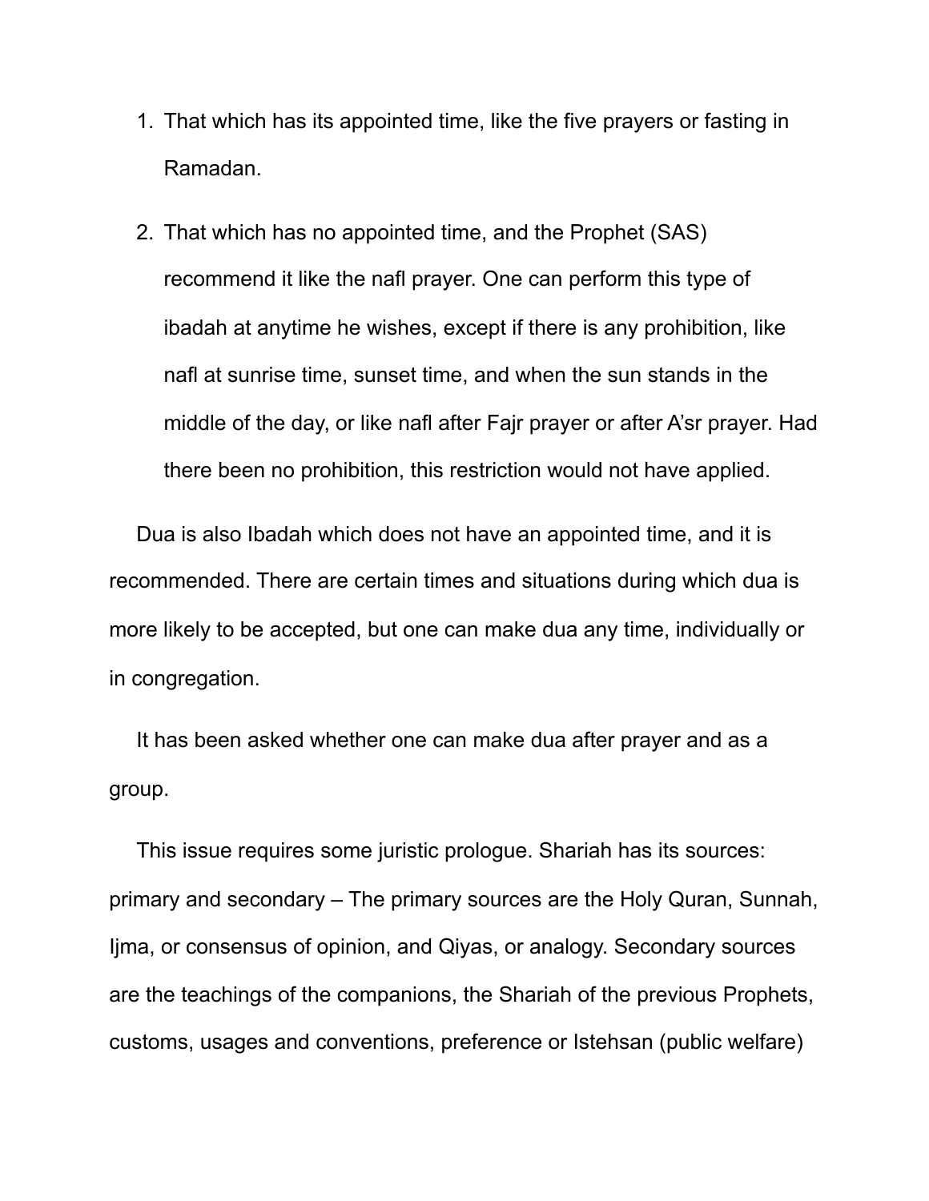1. That which has its appointed time, like the five prayers or fasting in Ramadan.
2. That which has no appointed time, and the Prophet (SAS) recommend it like the nafl prayer. One can perform this type of ibadah at anytime he wishes, except if there is any prohibition, like nafl at sunrise time, sunset time, and when the sun stands in the middle of the day, or like nafl after Fajr prayer or after A'sr prayer. Had there been no prohibition, this restriction would not have applied.

Dua is also Ibadah which does not have an appointed time, and it is recommended. There are certain times and situations during which dua is more likely to be accepted, but one can make dua any time, individually or in congregation.

It has been asked whether one can make dua after prayer and as a group.

This issue requires some juristic prologue. Shariah has its sources: primary and secondary – The primary sources are the Holy Quran, Sunnah, Ijma, or consensus of opinion, and Qiyas, or analogy. Secondary sources are the teachings of the companions, the Shariah of the previous Prophets, customs, usages and conventions, preference or Istehsan (public welfare)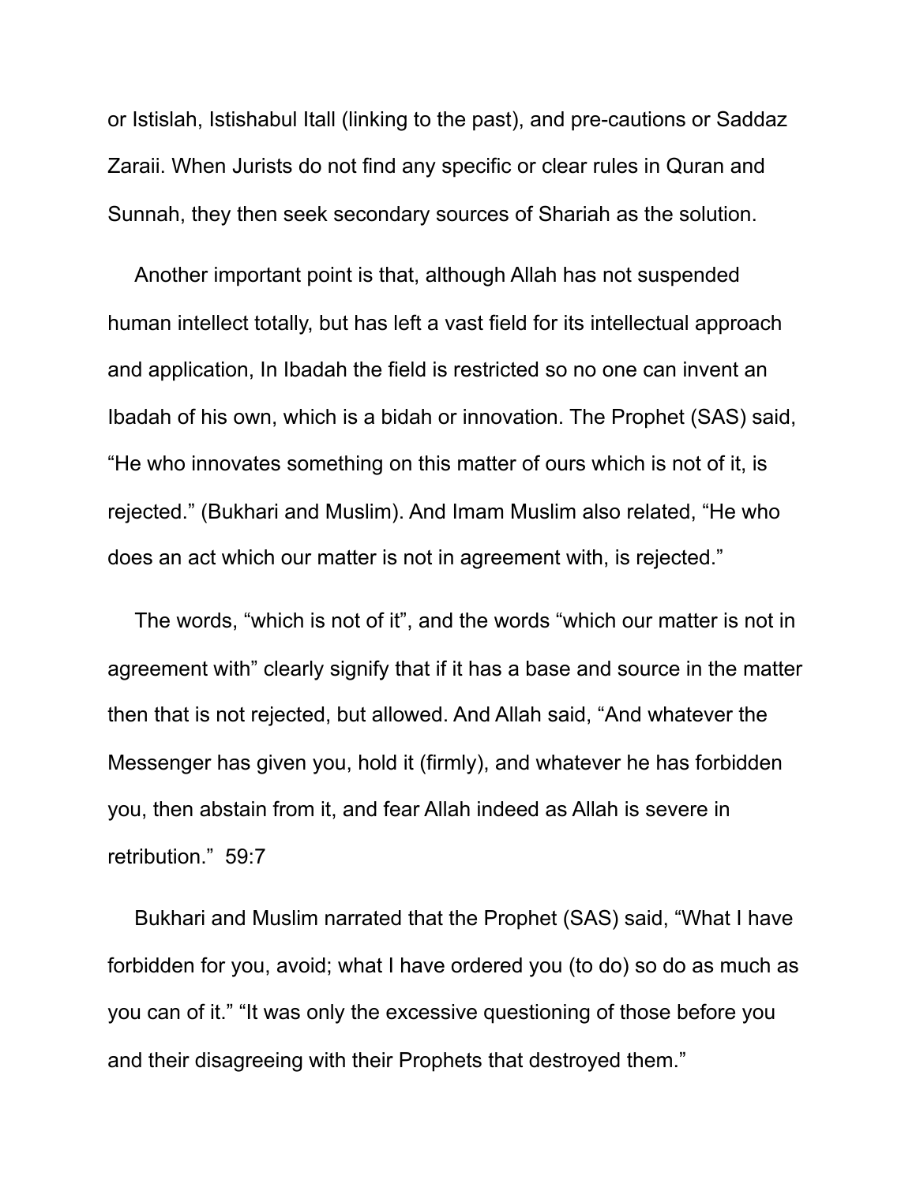or Istislah, Istishabul Itall (linking to the past), and pre-cautions or Saddaz Zaraii. When Jurists do not find any specific or clear rules in Quran and Sunnah, they then seek secondary sources of Shariah as the solution.

Another important point is that, although Allah has not suspended human intellect totally, but has left a vast field for its intellectual approach and application, In Ibadah the field is restricted so no one can invent an Ibadah of his own, which is a bidah or innovation. The Prophet (SAS) said, “He who innovates something on this matter of ours which is not of it, is rejected.” (Bukhari and Muslim). And Imam Muslim also related, “He who does an act which our matter is not in agreement with, is rejected.”

The words, “which is not of it”, and the words “which our matter is not in agreement with” clearly signify that if it has a base and source in the matter then that is not rejected, but allowed. And Allah said, “And whatever the Messenger has given you, hold it (firmly), and whatever he has forbidden you, then abstain from it, and fear Allah indeed as Allah is severe in retribution.” 59:7

Bukhari and Muslim narrated that the Prophet (SAS) said, “What I have forbidden for you, avoid; what I have ordered you (to do) so do as much as you can of it.” “It was only the excessive questioning of those before you and their disagreeing with their Prophets that destroyed them.”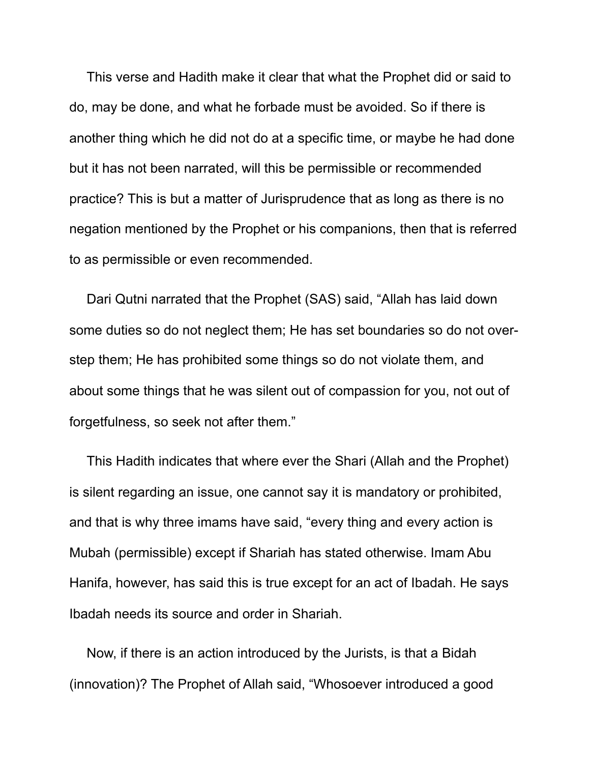This verse and Hadith make it clear that what the Prophet did or said to do, may be done, and what he forbade must be avoided. So if there is another thing which he did not do at a specific time, or maybe he had done but it has not been narrated, will this be permissible or recommended practice? This is but a matter of Jurisprudence that as long as there is no negation mentioned by the Prophet or his companions, then that is referred to as permissible or even recommended.

Dari Qutni narrated that the Prophet (SAS) said, "Allah has laid down some duties so do not neglect them; He has set boundaries so do not over-step them; He has prohibited some things so do not violate them, and about some things that he was silent out of compassion for you, not out of forgetfulness, so seek not after them."

This Hadith indicates that where ever the Shari (Allah and the Prophet) is silent regarding an issue, one cannot say it is mandatory or prohibited, and that is why three imams have said, "every thing and every action is Mubah (permissible) except if Shariah has stated otherwise. Imam Abu Hanifa, however, has said this is true except for an act of Ibadah. He says Ibadah needs its source and order in Shariah.

Now, if there is an action introduced by the Jurists, is that a Bidah (innovation)? The Prophet of Allah said, "Whosoever introduced a good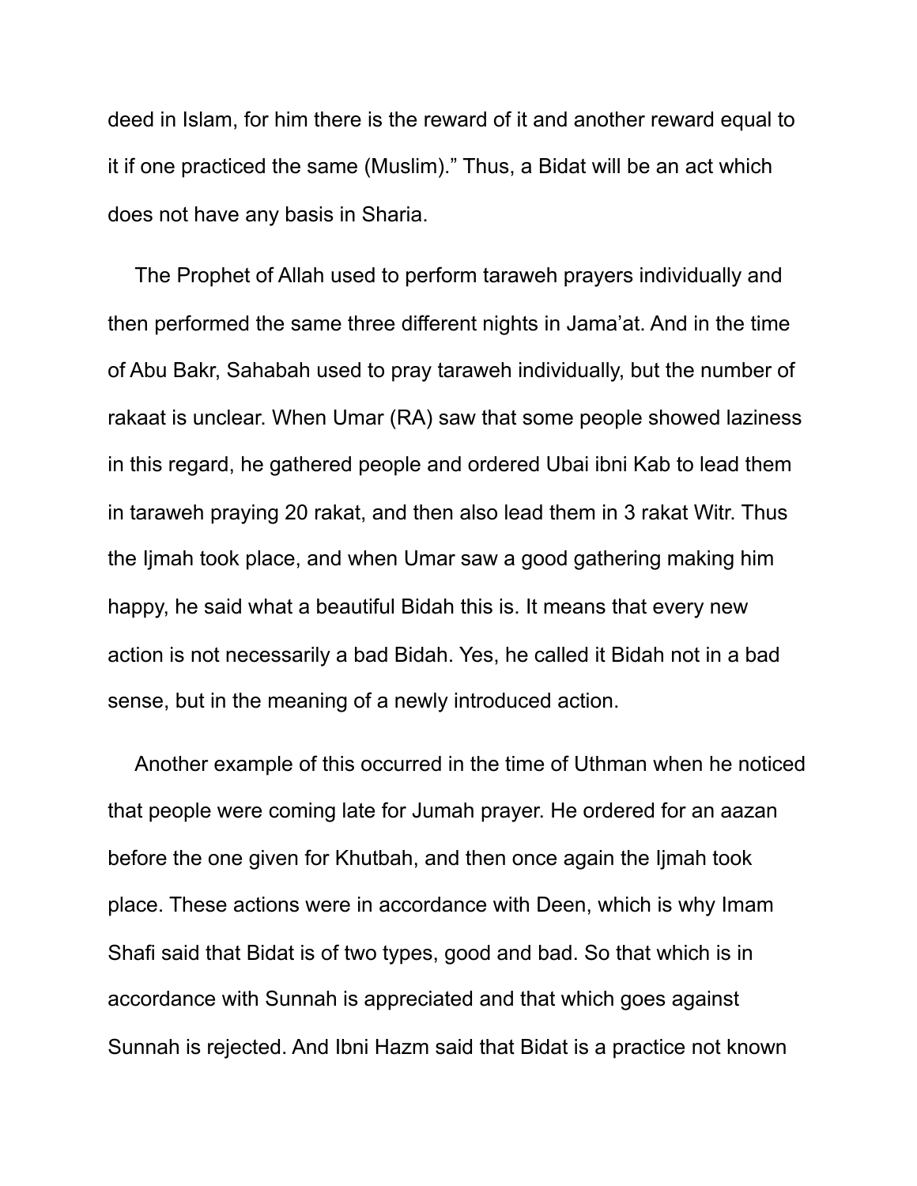deed in Islam, for him there is the reward of it and another reward equal to it if one practiced the same (Muslim).” Thus, a Bidat will be an act which does not have any basis in Sharia.

The Prophet of Allah used to perform taraweh prayers individually and then performed the same three different nights in Jama’at. And in the time of Abu Bakr, Sahabah used to pray taraweh individually, but the number of rakaat is unclear. When Umar (RA) saw that some people showed laziness in this regard, he gathered people and ordered Ubai ibni Kab to lead them in taraweh praying 20 rakat, and then also lead them in 3 rakat Witr. Thus the Ijmah took place, and when Umar saw a good gathering making him happy, he said what a beautiful Bidah this is. It means that every new action is not necessarily a bad Bidah. Yes, he called it Bidah not in a bad sense, but in the meaning of a newly introduced action.

Another example of this occurred in the time of Uthman when he noticed that people were coming late for Jumah prayer. He ordered for an aazan before the one given for Khutbah, and then once again the Ijmah took place. These actions were in accordance with Deen, which is why Imam Shafi said that Bidat is of two types, good and bad. So that which is in accordance with Sunnah is appreciated and that which goes against Sunnah is rejected. And Ibni Hazm said that Bidat is a practice not known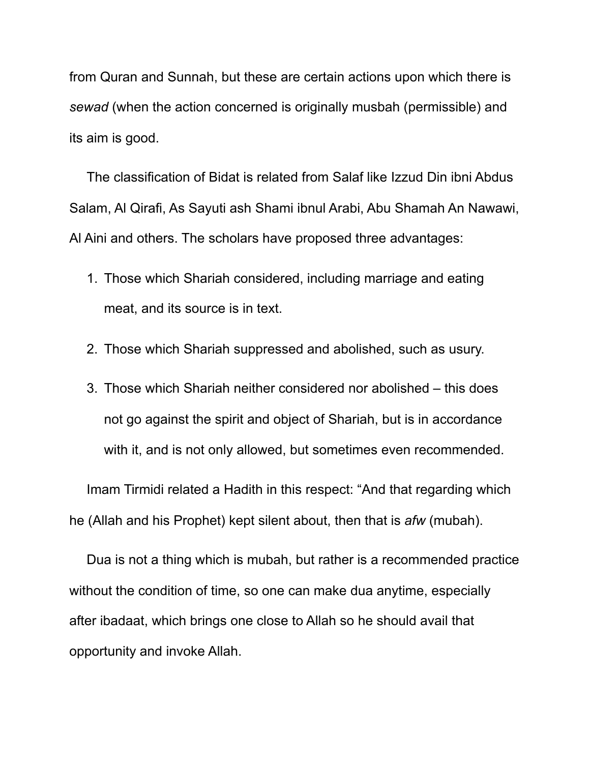from Quran and Sunnah, but these are certain actions upon which there is *sewad* (when the action concerned is originally musbah (permissible) and its aim is good.

The classification of Bidat is related from Salaf like Izzud Din ibni Abdus Salam, Al Qirafi, As Sayuti ash Shami ibnul Arabi, Abu Shamah An Nawawi, Al Aini and others. The scholars have proposed three advantages:

1. Those which Shariah considered, including marriage and eating meat, and its source is in text.
2. Those which Shariah suppressed and abolished, such as usury.
3. Those which Shariah neither considered nor abolished – this does not go against the spirit and object of Shariah, but is in accordance with it, and is not only allowed, but sometimes even recommended.

Imam Tirmidi related a Hadith in this respect: “And that regarding which he (Allah and his Prophet) kept silent about, then that is *afw* (mubah).

Dua is not a thing which is mubah, but rather is a recommended practice without the condition of time, so one can make dua anytime, especially after ibadaat, which brings one close to Allah so he should avail that opportunity and invoke Allah.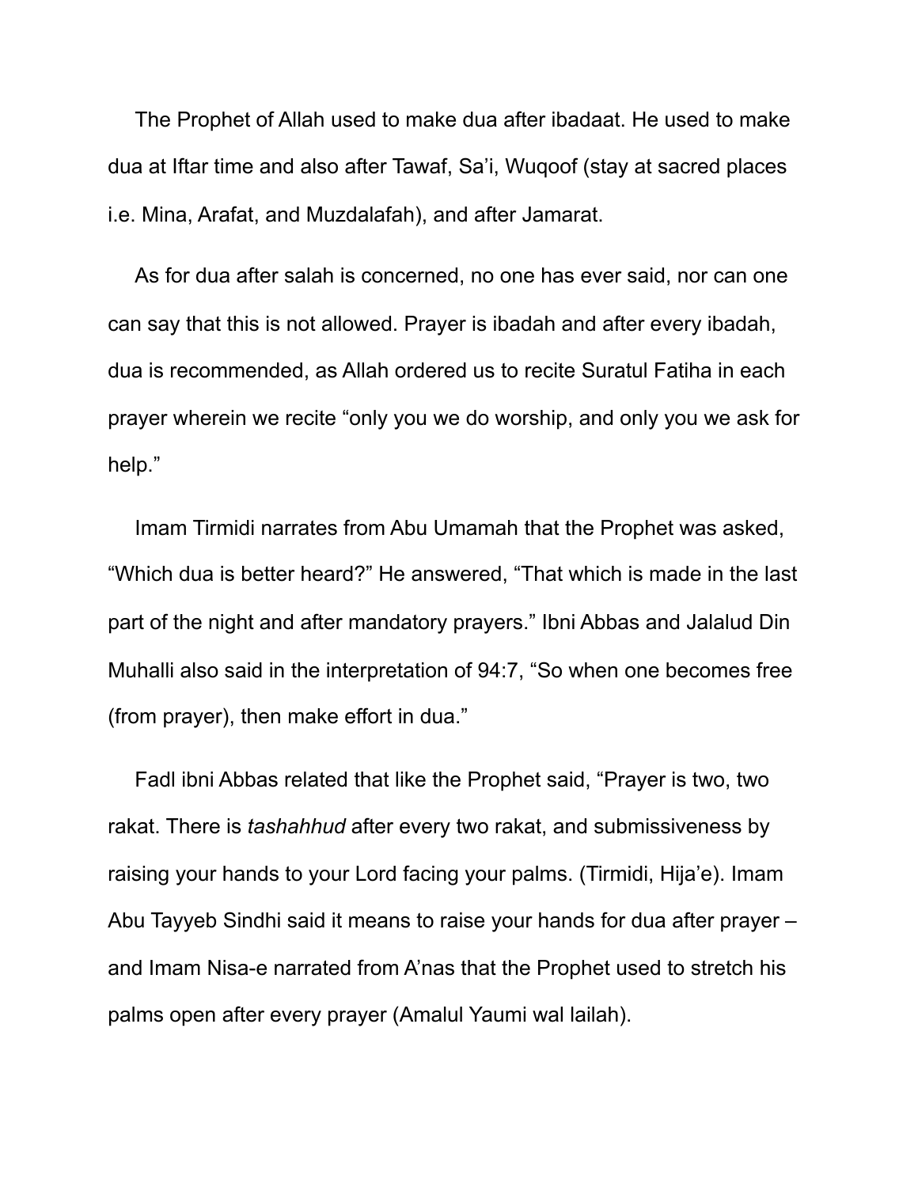The Prophet of Allah used to make dua after ibadaat. He used to make dua at Iftar time and also after Tawaf, Sa'i, Wuqoof (stay at sacred places i.e. Mina, Arafat, and Muzdalafah), and after Jamarat.

As for dua after salah is concerned, no one has ever said, nor can one can say that this is not allowed. Prayer is ibadah and after every ibadah, dua is recommended, as Allah ordered us to recite Suratul Fatiha in each prayer wherein we recite "only you we do worship, and only you we ask for help."

Imam Tirmidi narrates from Abu Umamah that the Prophet was asked, "Which dua is better heard?" He answered, "That which is made in the last part of the night and after mandatory prayers." Ibni Abbas and Jalalud Din Muhalli also said in the interpretation of 94:7, "So when one becomes free (from prayer), then make effort in dua."

Fadl ibni Abbas related that like the Prophet said, "Prayer is two, two rakat. There is *tashahhud* after every two rakat, and submissiveness by raising your hands to your Lord facing your palms. (Tirmidi, Hija'e). Imam Abu Tayyeb Sindhi said it means to raise your hands for dua after prayer – and Imam Nisa-e narrated from A'nas that the Prophet used to stretch his palms open after every prayer (Amalul Yaumi wal lailah).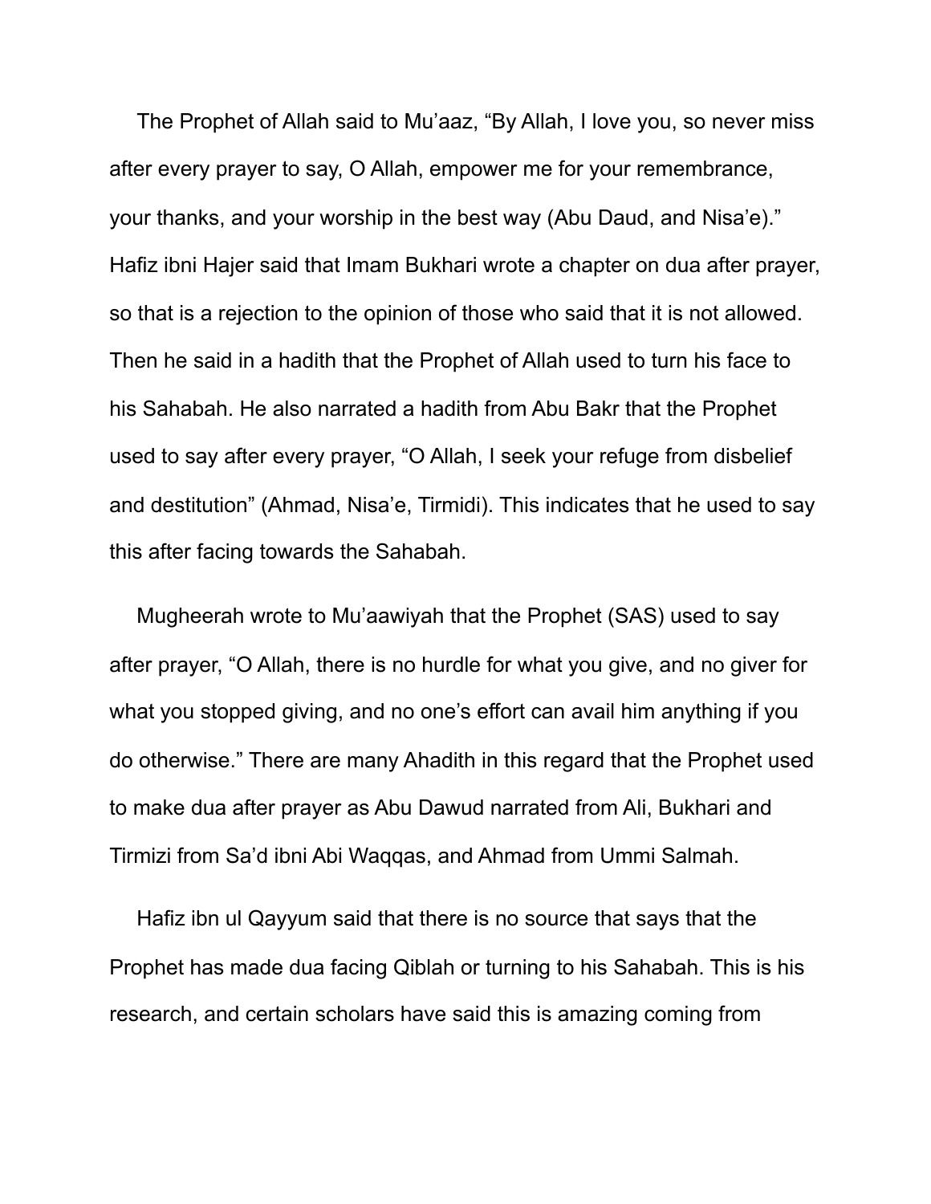The Prophet of Allah said to Mu'aaz, "By Allah, I love you, so never miss after every prayer to say, O Allah, empower me for your remembrance, your thanks, and your worship in the best way (Abu Daud, and Nisa'e)." Hafiz ibni Hajer said that Imam Bukhari wrote a chapter on dua after prayer, so that is a rejection to the opinion of those who said that it is not allowed. Then he said in a hadith that the Prophet of Allah used to turn his face to his Sahabah. He also narrated a hadith from Abu Bakr that the Prophet used to say after every prayer, "O Allah, I seek your refuge from disbelief and destitution" (Ahmad, Nisa'e, Tirmidi). This indicates that he used to say this after facing towards the Sahabah.

Mugheerah wrote to Mu'aawiyah that the Prophet (SAS) used to say after prayer, "O Allah, there is no hurdle for what you give, and no giver for what you stopped giving, and no one's effort can avail him anything if you do otherwise." There are many Ahadith in this regard that the Prophet used to make dua after prayer as Abu Dawud narrated from Ali, Bukhari and Tirmizi from Sa'd ibni Abi Waqqas, and Ahmad from Ummi Salmah.

Hafiz ibn ul Qayyum said that there is no source that says that the Prophet has made dua facing Qiblah or turning to his Sahabah. This is his research, and certain scholars have said this is amazing coming from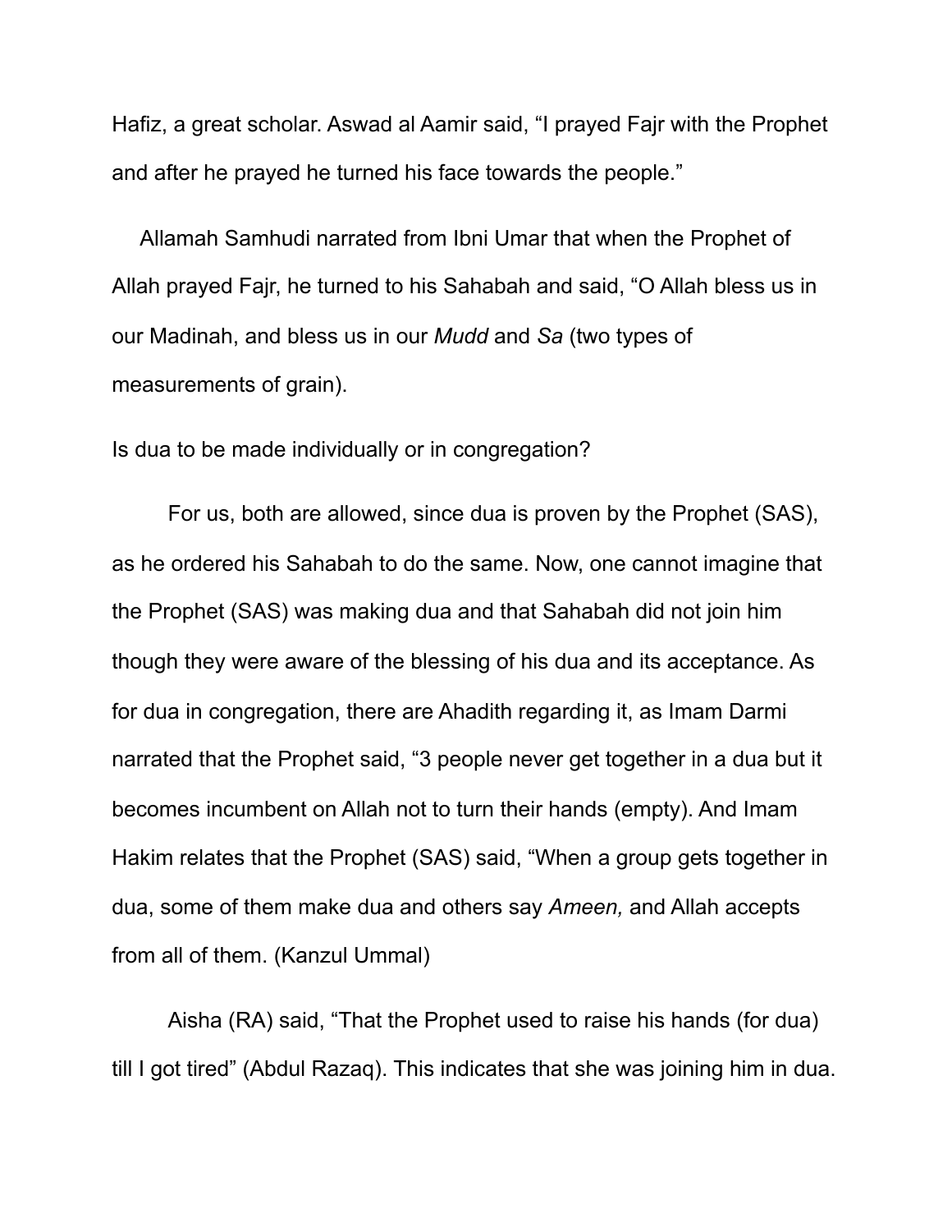Hafiz, a great scholar. Aswad al Aamir said, “I prayed Fajr with the Prophet and after he prayed he turned his face towards the people.”

Allamah Samhudi narrated from Ibni Umar that when the Prophet of Allah prayed Fajr, he turned to his Sahabah and said, “O Allah bless us in our Madinah, and bless us in our *Mudd* and *Sa* (two types of measurements of grain).

Is dua to be made individually or in congregation?

For us, both are allowed, since dua is proven by the Prophet (SAS), as he ordered his Sahabah to do the same. Now, one cannot imagine that the Prophet (SAS) was making dua and that Sahabah did not join him though they were aware of the blessing of his dua and its acceptance. As for dua in congregation, there are Ahadith regarding it, as Imam Darmi narrated that the Prophet said, “3 people never get together in a dua but it becomes incumbent on Allah not to turn their hands (empty). And Imam Hakim relates that the Prophet (SAS) said, “When a group gets together in dua, some of them make dua and others say *Ameen,* and Allah accepts from all of them. (Kanzul Ummal)

Aisha (RA) said, “That the Prophet used to raise his hands (for dua) till I got tired” (Abdul Razaq). This indicates that she was joining him in dua.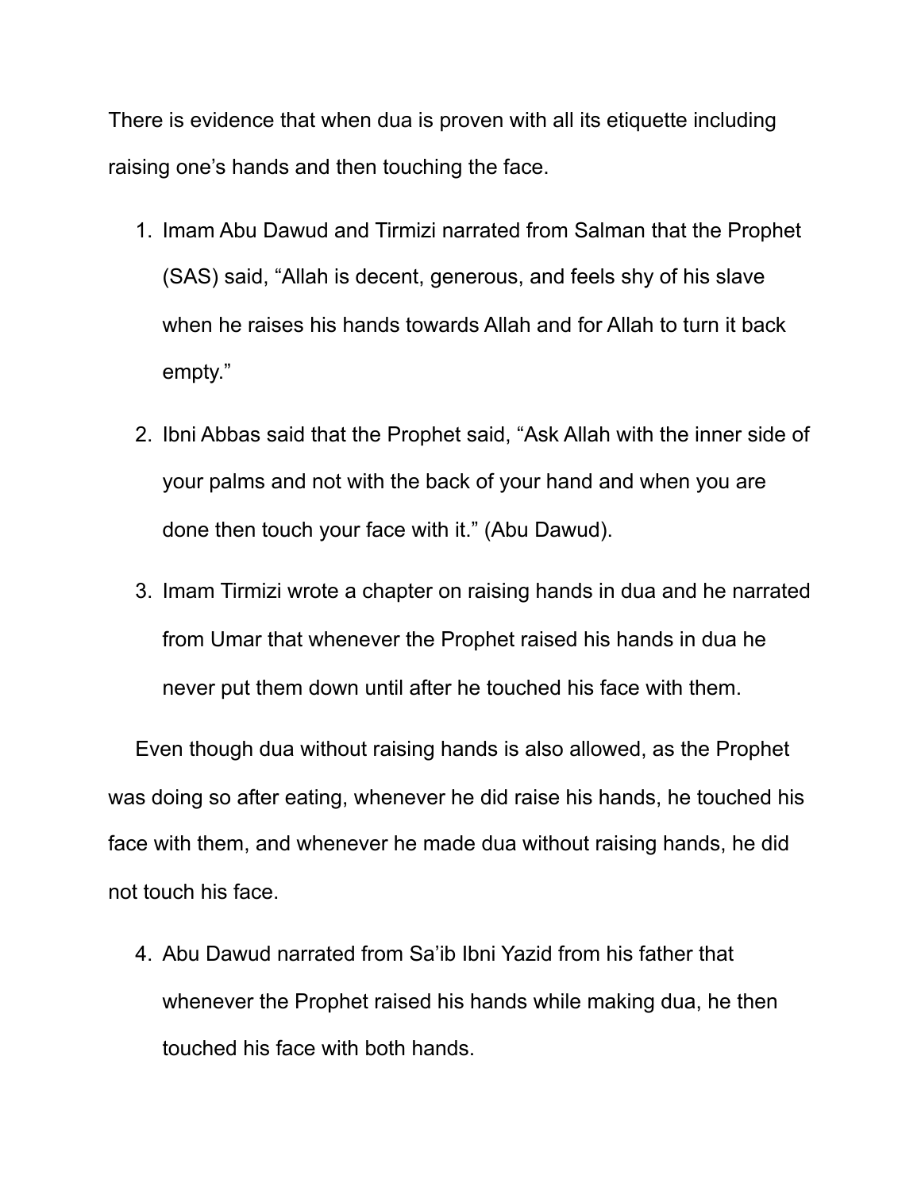There is evidence that when dua is proven with all its etiquette including raising one's hands and then touching the face.

1. Imam Abu Dawud and Tirmizi narrated from Salman that the Prophet (SAS) said, "Allah is decent, generous, and feels shy of his slave when he raises his hands towards Allah and for Allah to turn it back empty."

2. Ibni Abbas said that the Prophet said, "Ask Allah with the inner side of your palms and not with the back of your hand and when you are done then touch your face with it." (Abu Dawud).

3. Imam Tirmizi wrote a chapter on raising hands in dua and he narrated from Umar that whenever the Prophet raised his hands in dua he never put them down until after he touched his face with them.

Even though dua without raising hands is also allowed, as the Prophet was doing so after eating, whenever he did raise his hands, he touched his face with them, and whenever he made dua without raising hands, he did not touch his face.

4. Abu Dawud narrated from Sa'ib Ibni Yazid from his father that whenever the Prophet raised his hands while making dua, he then touched his face with both hands.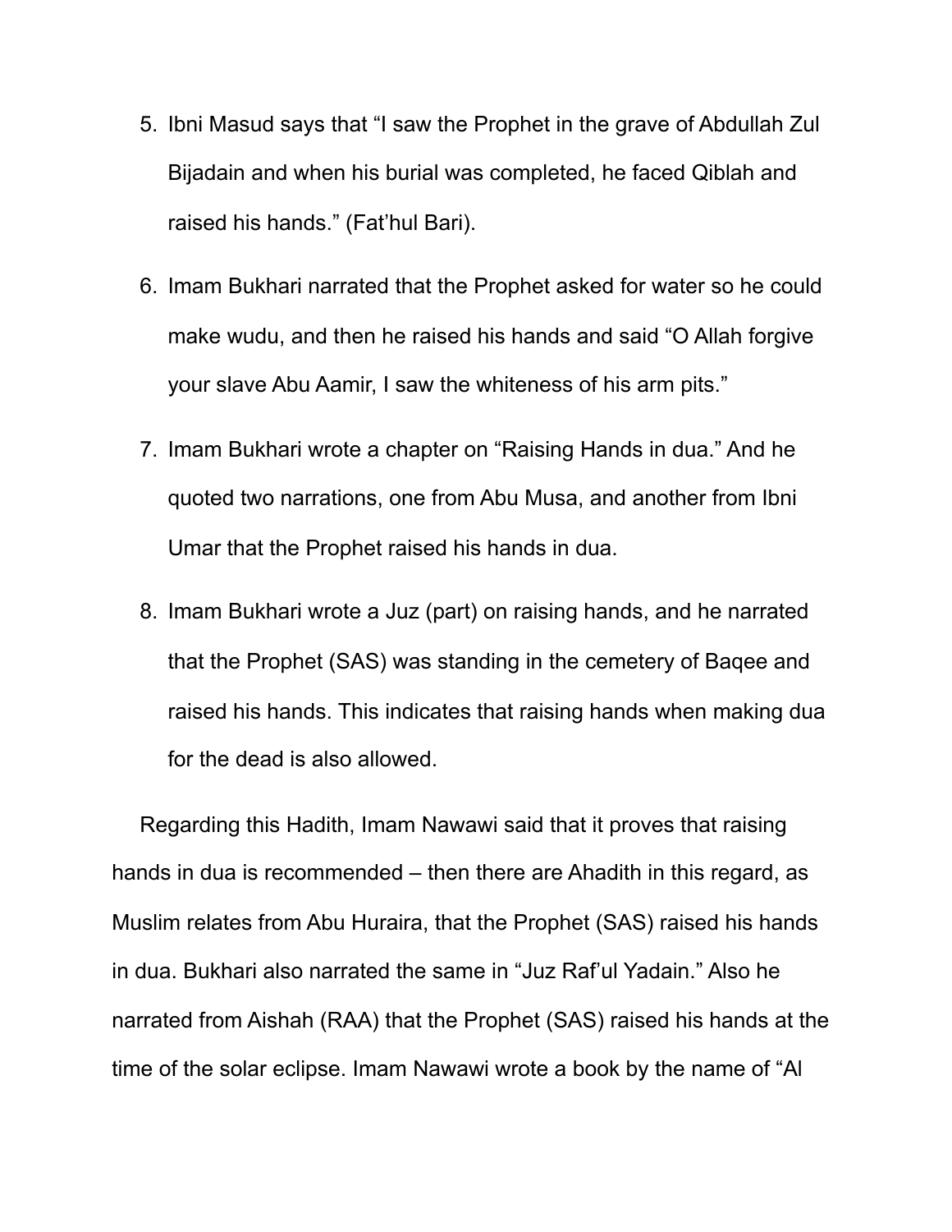5. Ibni Masud says that "I saw the Prophet in the grave of Abdullah Zul Bijadain and when his burial was completed, he faced Qiblah and raised his hands." (Fat'hul Bari).

6. Imam Bukhari narrated that the Prophet asked for water so he could make wudu, and then he raised his hands and said "O Allah forgive your slave Abu Aamir, I saw the whiteness of his arm pits."

7. Imam Bukhari wrote a chapter on "Raising Hands in dua." And he quoted two narrations, one from Abu Musa, and another from Ibni Umar that the Prophet raised his hands in dua.

8. Imam Bukhari wrote a Juz (part) on raising hands, and he narrated that the Prophet (SAS) was standing in the cemetery of Baqee and raised his hands. This indicates that raising hands when making dua for the dead is also allowed.

Regarding this Hadith, Imam Nawawi said that it proves that raising hands in dua is recommended – then there are Ahadith in this regard, as Muslim relates from Abu Huraira, that the Prophet (SAS) raised his hands in dua. Bukhari also narrated the same in "Juz Raf'ul Yadain." Also he narrated from Aishah (RAA) that the Prophet (SAS) raised his hands at the time of the solar eclipse. Imam Nawawi wrote a book by the name of "Al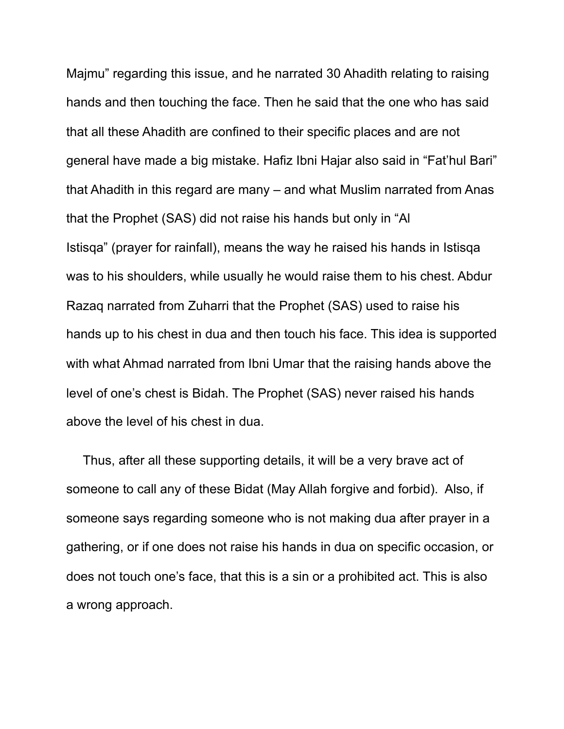Majmu" regarding this issue, and he narrated 30 Ahadith relating to raising hands and then touching the face. Then he said that the one who has said that all these Ahadith are confined to their specific places and are not general have made a big mistake. Hafiz Ibni Hajar also said in "Fat'hul Bari" that Ahadith in this regard are many – and what Muslim narrated from Anas that the Prophet (SAS) did not raise his hands but only in "Al Istisqa" (prayer for rainfall), means the way he raised his hands in Istisqa was to his shoulders, while usually he would raise them to his chest. Abdur Razaq narrated from Zuharri that the Prophet (SAS) used to raise his hands up to his chest in dua and then touch his face. This idea is supported with what Ahmad narrated from Ibni Umar that the raising hands above the level of one's chest is Bidah. The Prophet (SAS) never raised his hands above the level of his chest in dua.

Thus, after all these supporting details, it will be a very brave act of someone to call any of these Bidat (May Allah forgive and forbid). Also, if someone says regarding someone who is not making dua after prayer in a gathering, or if one does not raise his hands in dua on specific occasion, or does not touch one's face, that this is a sin or a prohibited act. This is also a wrong approach.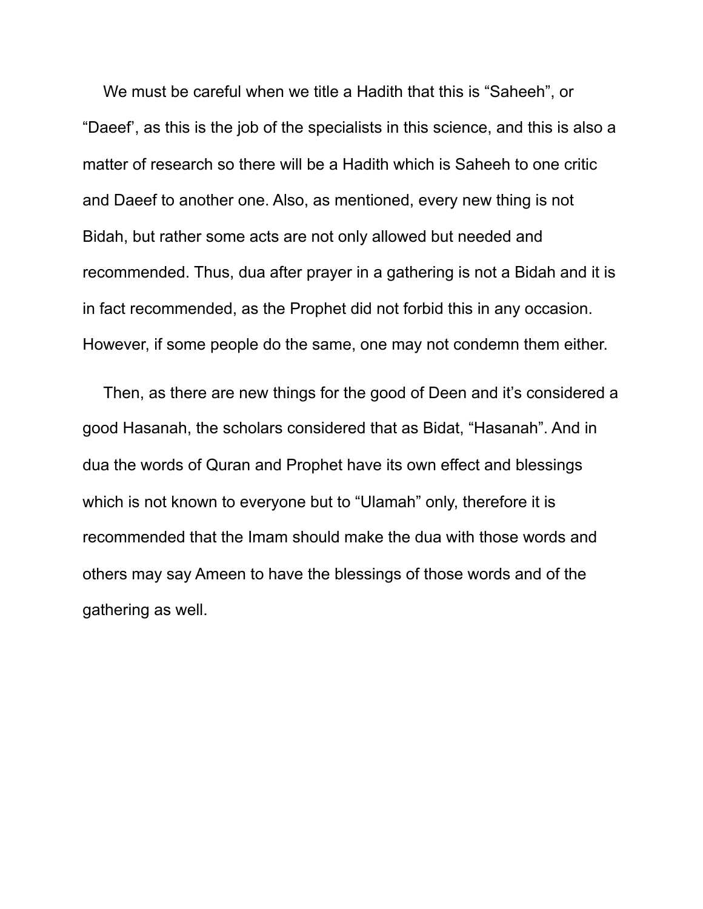We must be careful when we title a Hadith that this is “Saheeh”, or “Daeef’, as this is the job of the specialists in this science, and this is also a matter of research so there will be a Hadith which is Saheeh to one critic and Daeef to another one. Also, as mentioned, every new thing is not Bidah, but rather some acts are not only allowed but needed and recommended. Thus, dua after prayer in a gathering is not a Bidah and it is in fact recommended, as the Prophet did not forbid this in any occasion. However, if some people do the same, one may not condemn them either.

Then, as there are new things for the good of Deen and it’s considered a good Hasanah, the scholars considered that as Bidat, “Hasanah”. And in dua the words of Quran and Prophet have its own effect and blessings which is not known to everyone but to “Ulamah” only, therefore it is recommended that the Imam should make the dua with those words and others may say Ameen to have the blessings of those words and of the gathering as well.